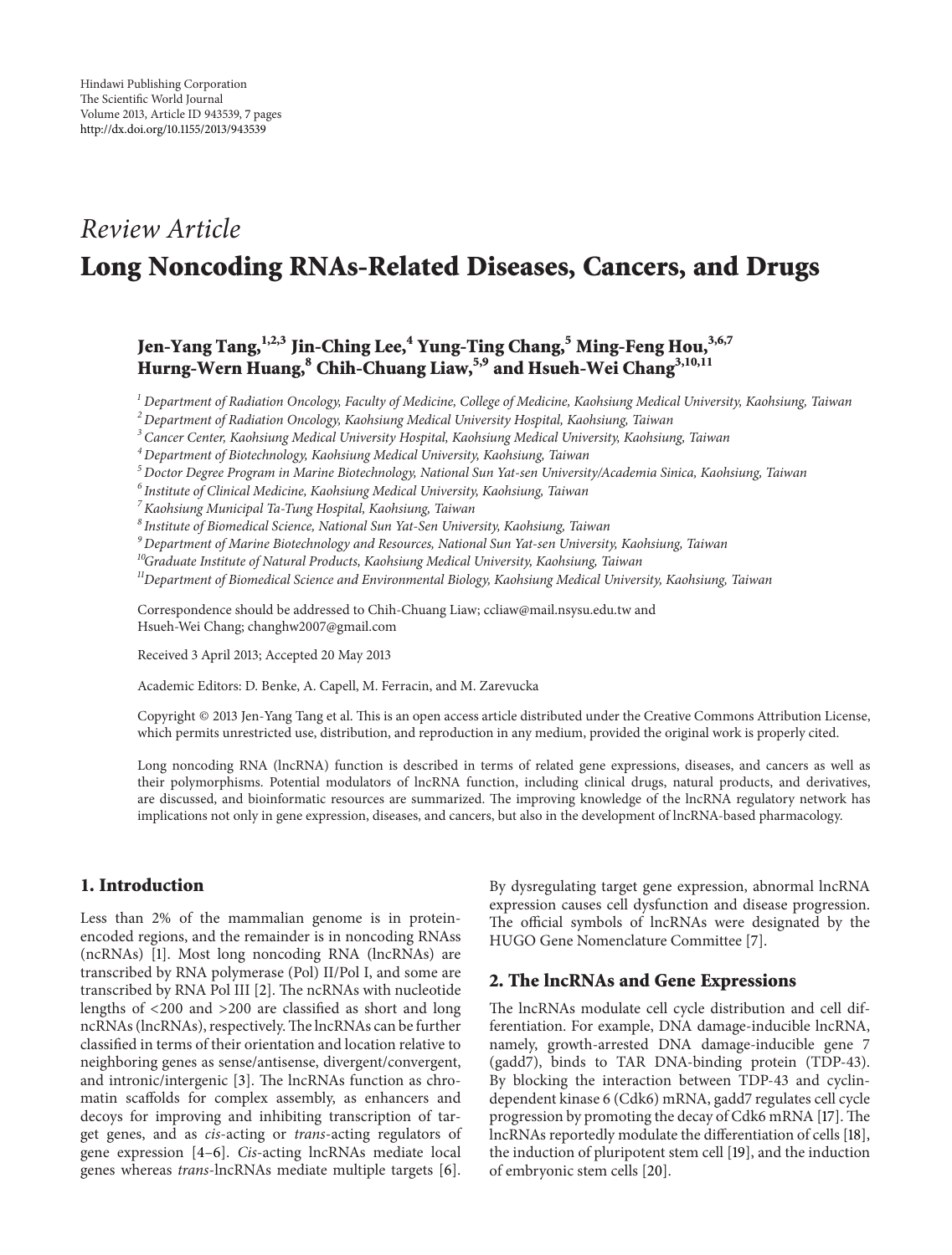Hindawi Publishing Corporation
The Scientific World Journal
Volume 2013, Article ID 943539, 7 pages
http://dx.doi.org/10.1155/2013/943539

*Review Article*

# Long Noncoding RNAs-Related Diseases, Cancers, and Drugs

**Jen-Yang Tang,[1,2,3] Jin-Ching Lee,[4] Yung-Ting Chang,[5] Ming-Feng Hou,[3,6,7] Hurng-Wern Huang,[8] Chih-Chuang Liaw,[5,9] and Hsueh-Wei Chang[3,10,11]**

[1] *Department of Radiation Oncology, Faculty of Medicine, College of Medicine, Kaohsiung Medical University, Kaohsiung, Taiwan*
[2] *Department of Radiation Oncology, Kaohsiung Medical University Hospital, Kaohsiung, Taiwan*
[3] *Cancer Center, Kaohsiung Medical University Hospital, Kaohsiung Medical University, Kaohsiung, Taiwan*
[4] *Department of Biotechnology, Kaohsiung Medical University, Kaohsiung, Taiwan*
[5] *Doctor Degree Program in Marine Biotechnology, National Sun Yat-sen University/Academia Sinica, Kaohsiung, Taiwan*
[6] *Institute of Clinical Medicine, Kaohsiung Medical University, Kaohsiung, Taiwan*
[7] *Kaohsiung Municipal Ta-Tung Hospital, Kaohsiung, Taiwan*
[8] *Institute of Biomedical Science, National Sun Yat-Sen University, Kaohsiung, Taiwan*
[9] *Department of Marine Biotechnology and Resources, National Sun Yat-sen University, Kaohsiung, Taiwan*
[10] *Graduate Institute of Natural Products, Kaohsiung Medical University, Kaohsiung, Taiwan*
[11] *Department of Biomedical Science and Environmental Biology, Kaohsiung Medical University, Kaohsiung, Taiwan*

Correspondence should be addressed to Chih-Chuang Liaw; ccliaw@mail.nsysu.edu.tw and Hsueh-Wei Chang; changhw2007@gmail.com

Received 3 April 2013; Accepted 20 May 2013

Academic Editors: D. Benke, A. Capell, M. Ferracin, and M. Zarevucka

Copyright © 2013 Jen-Yang Tang et al. This is an open access article distributed under the Creative Commons Attribution License, which permits unrestricted use, distribution, and reproduction in any medium, provided the original work is properly cited.

Long noncoding RNA (lncRNA) function is described in terms of related gene expressions, diseases, and cancers as well as their polymorphisms. Potential modulators of lncRNA function, including clinical drugs, natural products, and derivatives, are discussed, and bioinformatic resources are summarized. The improving knowledge of the lncRNA regulatory network has implications not only in gene expression, diseases, and cancers, but also in the development of lncRNA-based pharmacology.

## 1. Introduction

Less than 2% of the mammalian genome is in protein-encoded regions, and the remainder is in noncoding RNAss (ncRNAs) [1]. Most long noncoding RNA (lncRNAs) are transcribed by RNA polymerase (Pol) II/Pol I, and some are transcribed by RNA Pol III [2]. The ncRNAs with nucleotide lengths of <200 and >200 are classified as short and long ncRNAs (lncRNAs), respectively. The lncRNAs can be further classified in terms of their orientation and location relative to neighboring genes as sense/antisense, divergent/convergent, and intronic/intergenic [3]. The lncRNAs function as chromatin scaffolds for complex assembly, as enhancers and decoys for improving and inhibiting transcription of target genes, and as *cis*-acting or *trans*-acting regulators of gene expression [4–6]. *Cis*-acting lncRNAs mediate local genes whereas *trans*-lncRNAs mediate multiple targets [6]. By dysregulating target gene expression, abnormal lncRNA expression causes cell dysfunction and disease progression. The official symbols of lncRNAs were designated by the HUGO Gene Nomenclature Committee [7].

## 2. The lncRNAs and Gene Expressions

The lncRNAs modulate cell cycle distribution and cell differentiation. For example, DNA damage-inducible lncRNA, namely, growth-arrested DNA damage-inducible gene 7 (gadd7), binds to TAR DNA-binding protein (TDP-43). By blocking the interaction between TDP-43 and cyclin-dependent kinase 6 (Cdk6) mRNA, gadd7 regulates cell cycle progression by promoting the decay of Cdk6 mRNA [17]. The lncRNAs reportedly modulate the differentiation of cells [18], the induction of pluripotent stem cell [19], and the induction of embryonic stem cells [20].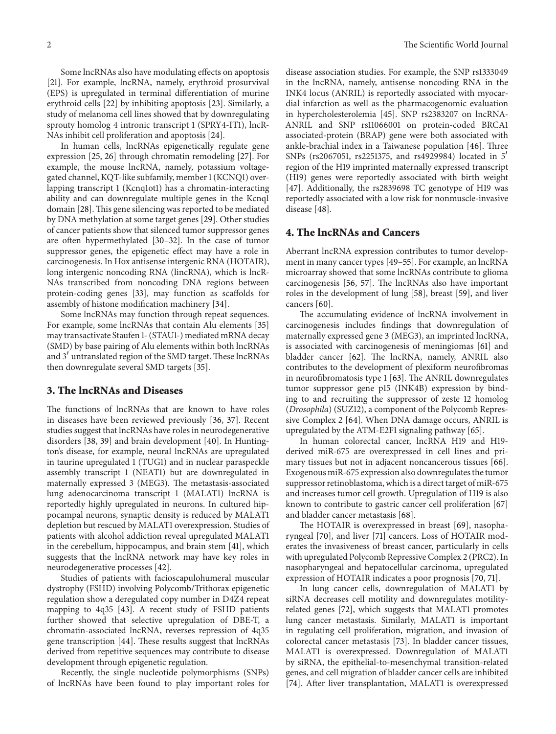Some lncRNAs also have modulating effects on apoptosis [21]. For example, lncRNA, namely, erythroid prosurvival (EPS) is upregulated in terminal differentiation of murine erythroid cells [22] by inhibiting apoptosis [23]. Similarly, a study of melanoma cell lines showed that by downregulating sprouty homolog 4 intronic transcript 1 (SPRY4-IT1), lncRNAs inhibit cell proliferation and apoptosis [24].

In human cells, lncRNAs epigenetically regulate gene expression [25, 26] through chromatin remodeling [27]. For example, the mouse lncRNA, namely, potassium voltage-gated channel, KQT-like subfamily, member 1 (KCNQ1) overlapping transcript 1 (Kcnq1ot1) has a chromatin-interacting ability and can downregulate multiple genes in the Kcnq1 domain [28]. This gene silencing was reported to be mediated by DNA methylation at some target genes [29]. Other studies of cancer patients show that silenced tumor suppressor genes are often hypermethylated [30–32]. In the case of tumor suppressor genes, the epigenetic effect may have a role in carcinogenesis. In Hox antisense intergenic RNA (HOTAIR), long intergenic noncoding RNA (lincRNA), which is lncRNAs transcribed from noncoding DNA regions between protein-coding genes [33], may function as scaffolds for assembly of histone modification machinery [34].

Some lncRNAs may function through repeat sequences. For example, some lncRNAs that contain Alu elements [35] may transactivate Staufen 1- (STAU1-) mediated mRNA decay (SMD) by base pairing of Alu elements within both lncRNAs and $3'$ untranslated region of the SMD target. These lncRNAs then downregulate several SMD targets [35].

## 3. The lncRNAs and Diseases

The functions of lncRNAs that are known to have roles in diseases have been reviewed previously [36, 37]. Recent studies suggest that lncRNAs have roles in neurodegenerative disorders [38, 39] and brain development [40]. In Huntington's disease, for example, neural lncRNAs are upregulated in taurine upregulated 1 (TUG1) and in nuclear paraspeckle assembly transcript 1 (NEAT1) but are downregulated in maternally expressed 3 (MEG3). The metastasis-associated lung adenocarcinoma transcript 1 (MALAT1) lncRNA is reportedly highly upregulated in neurons. In cultured hippocampal neurons, synaptic density is reduced by MALAT1 depletion but rescued by MALAT1 overexpression. Studies of patients with alcohol addiction reveal upregulated MALAT1 in the cerebellum, hippocampus, and brain stem [41], which suggests that the lncRNA network may have key roles in neurodegenerative processes [42].

Studies of patients with facioscapulohumeral muscular dystrophy (FSHD) involving Polycomb/Trithorax epigenetic regulation show a deregulated copy number in D4Z4 repeat mapping to 4q35 [43]. A recent study of FSHD patients further showed that selective upregulation of DBE-T, a chromatin-associated lncRNA, reverses repression of 4q35 gene transcription [44]. These results suggest that lncRNAs derived from repetitive sequences may contribute to disease development through epigenetic regulation.

Recently, the single nucleotide polymorphisms (SNPs) of lncRNAs have been found to play important roles for disease association studies. For example, the SNP rs1333049 in the lncRNA, namely, antisense noncoding RNA in the INK4 locus (ANRIL) is reportedly associated with myocardial infarction as well as the pharmacogenomic evaluation in hypercholesterolemia [45]. SNP rs2383207 on lncRNA-ANRIL and SNP rs11066001 on protein-coded BRCA1 associated-protein (BRAP) gene were both associated with ankle-brachial index in a Taiwanese population [46]. Three SNPs (rs2067051, rs2251375, and rs4929984) located in $5'$ region of the H19 imprinted maternally expressed transcript (H19) genes were reportedly associated with birth weight [47]. Additionally, the rs2839698 TC genotype of H19 was reportedly associated with a low risk for nonmuscle-invasive disease [48].

## 4. The lncRNAs and Cancers

Aberrant lncRNA expression contributes to tumor development in many cancer types [49–55]. For example, an lncRNA microarray showed that some lncRNAs contribute to glioma carcinogenesis [56, 57]. The lncRNAs also have important roles in the development of lung [58], breast [59], and liver cancers [60].

The accumulating evidence of lncRNA involvement in carcinogenesis includes findings that downregulation of maternally expressed gene 3 (MEG3), an imprinted lncRNA, is associated with carcinogenesis of meningiomas [61] and bladder cancer [62]. The lncRNA, namely, ANRIL also contributes to the development of plexiform neurofibromas in neurofibromatosis type 1 [63]. The ANRIL downregulates tumor suppressor gene p15 (INK4B) expression by binding to and recruiting the suppressor of zeste 12 homolog (*Drosophila*) (SUZ12), a component of the Polycomb Repressive Complex 2 [64]. When DNA damage occurs, ANRIL is upregulated by the ATM-E2F1 signaling pathway [65].

In human colorectal cancer, lncRNA H19 and H19-derived miR-675 are overexpressed in cell lines and primary tissues but not in adjacent noncancerous tissues [66]. Exogenous miR-675 expression also downregulates the tumor suppressor retinoblastoma, which is a direct target of miR-675 and increases tumor cell growth. Upregulation of H19 is also known to contribute to gastric cancer cell proliferation [67] and bladder cancer metastasis [68].

The HOTAIR is overexpressed in breast [69], nasopharyngeal [70], and liver [71] cancers. Loss of HOTAIR moderates the invasiveness of breast cancer, particularly in cells with upregulated Polycomb Repressive Complex 2 (PRC2). In nasopharyngeal and hepatocellular carcinoma, upregulated expression of HOTAIR indicates a poor prognosis [70, 71].

In lung cancer cells, downregulation of MALAT1 by siRNA decreases cell motility and downregulates motility-related genes [72], which suggests that MALAT1 promotes lung cancer metastasis. Similarly, MALAT1 is important in regulating cell proliferation, migration, and invasion of colorectal cancer metastasis [73]. In bladder cancer tissues, MALAT1 is overexpressed. Downregulation of MALAT1 by siRNA, the epithelial-to-mesenchymal transition-related genes, and cell migration of bladder cancer cells are inhibited [74]. After liver transplantation, MALAT1 is overexpressed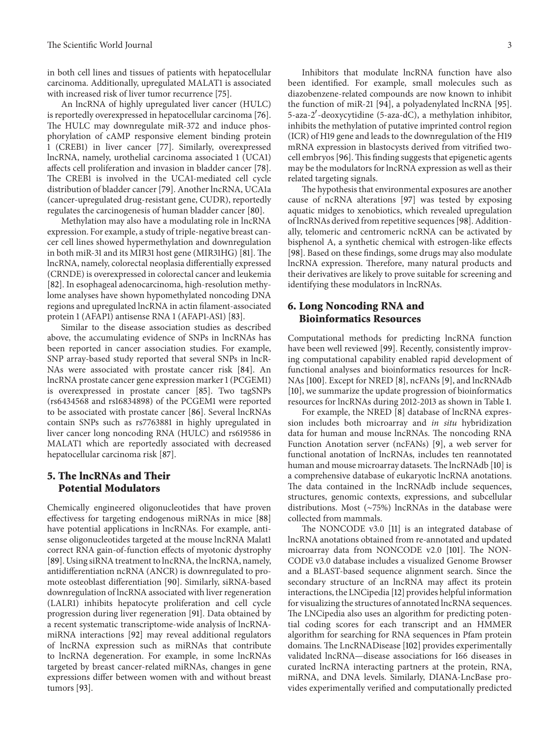in both cell lines and tissues of patients with hepatocellular carcinoma. Additionally, upregulated MALAT1 is associated with increased risk of liver tumor recurrence [75].

An lncRNA of highly upregulated liver cancer (HULC) is reportedly overexpressed in hepatocellular carcinoma [76]. The HULC may downregulate miR-372 and induce phosphorylation of cAMP responsive element binding protein 1 (CREB1) in liver cancer [77]. Similarly, overexpressed lncRNA, namely, urothelial carcinoma associated 1 (UCA1) affects cell proliferation and invasion in bladder cancer [78]. The CREB1 is involved in the UCA1-mediated cell cycle distribution of bladder cancer [79]. Another lncRNA, UCA1a (cancer-upregulated drug-resistant gene, CUDR), reportedly regulates the carcinogenesis of human bladder cancer [80].

Methylation may also have a modulating role in lncRNA expression. For example, a study of triple-negative breast cancer cell lines showed hypermethylation and downregulation in both miR-31 and its MIR31 host gene (MIR31HG) [81]. The lncRNA, namely, colorectal neoplasia differentially expressed (CRNDE) is overexpressed in colorectal cancer and leukemia [82]. In esophageal adenocarcinoma, high-resolution methylome analyses have shown hypomethylated noncoding DNA regions and upregulated lncRNA in actin filament-associated protein 1 (AFAP1) antisense RNA 1 (AFAP1-AS1) [83].

Similar to the disease association studies as described above, the accumulating evidence of SNPs in lncRNAs has been reported in cancer association studies. For example, SNP array-based study reported that several SNPs in lncRNAs were associated with prostate cancer risk [84]. An lncRNA prostate cancer gene expression marker 1 (PCGEM1) is overexpressed in prostate cancer [85]. Two tagSNPs (rs6434568 and rs16834898) of the PCGEM1 were reported to be associated with prostate cancer [86]. Several lncRNAs contain SNPs such as rs7763881 in highly upregulated in liver cancer long noncoding RNA (HULC) and rs619586 in MALAT1 which are reportedly associated with decreased hepatocellular carcinoma risk [87].

## 5. The lncRNAs and Their Potential Modulators

Chemically engineered oligonucleotides that have proven effectivess for targeting endogenous miRNAs in mice [88] have potential applications in lncRNAs. For example, antisense oligonucleotides targeted at the mouse lncRNA Malat1 correct RNA gain-of-function effects of myotonic dystrophy [89]. Using siRNA treatment to lncRNA, the lncRNA, namely, antidifferentiation ncRNA (ANCR) is downregulated to promote osteoblast differentiation [90]. Similarly, siRNA-based downregulation of lncRNA associated with liver regeneration (LALR1) inhibits hepatocyte proliferation and cell cycle progression during liver regeneration [91]. Data obtained by a recent systematic transcriptome-wide analysis of lncRNA-miRNA interactions [92] may reveal additional regulators of lncRNA expression such as miRNAs that contribute to lncRNA degeneration. For example, in some lncRNAs targeted by breast cancer-related miRNAs, changes in gene expressions differ between women with and without breast tumors [93].

Inhibitors that modulate lncRNA function have also been identified. For example, small molecules such as diazobenzene-related compounds are now known to inhibit the function of miR-21 [94], a polyadenylated lncRNA [95]. 5-aza-2′-deoxycytidine (5-aza-dC), a methylation inhibitor, inhibits the methylation of putative imprinted control region (ICR) of H19 gene and leads to the downregulation of the H19 mRNA expression in blastocysts derived from vitrified two-cell embryos [96]. This finding suggests that epigenetic agents may be the modulators for lncRNA expression as well as their related targeting signals.

The hypothesis that environmental exposures are another cause of ncRNA alterations [97] was tested by exposing aquatic midges to xenobiotics, which revealed upregulation of lncRNAs derived from repetitive sequences [98]. Additionally, telomeric and centromeric ncRNA can be activated by bisphenol A, a synthetic chemical with estrogen-like effects [98]. Based on these findings, some drugs may also modulate lncRNA expression. Therefore, many natural products and their derivatives are likely to prove suitable for screening and identifying these modulators in lncRNAs.

## 6. Long Noncoding RNA and Bioinformatics Resources

Computational methods for predicting lncRNA function have been well reviewed [99]. Recently, consistently improving computational capability enabled rapid development of functional analyses and bioinformatics resources for lncRNAs [100]. Except for NRED [8], ncFANs [9], and lncRNAdb [10], we summarize the update progression of bioinformatics resources for lncRNAs during 2012-2013 as shown in Table 1.

For example, the NRED [8] database of lncRNA expression includes both microarray and *in situ* hybridization data for human and mouse lncRNAs. The noncoding RNA Function Anotation server (ncFANs) [9], a web server for functional anotation of lncRNAs, includes ten reannotated human and mouse microarray datasets. The lncRNAdb [10] is a comprehensive database of eukaryotic lncRNA anotations. The data contained in the lncRNAdb include sequences, structures, genomic contexts, expressions, and subcellular distributions. Most (~75%) lncRNAs in the database were collected from mammals.

The NONCODE v3.0 [11] is an integrated database of lncRNA anotations obtained from re-annotated and updated microarray data from NONCODE v2.0 [101]. The NONCODE v3.0 database includes a visualized Genome Browser and a BLAST-based sequence alignment search. Since the secondary structure of an lncRNA may affect its protein interactions, the LNCipedia [12] provides helpful information for visualizing the structures of annotated lncRNA sequences. The LNCipedia also uses an algorithm for predicting potential coding scores for each transcript and an HMMER algorithm for searching for RNA sequences in Pfam protein domains. The LncRNADisease [102] provides experimentally validated lncRNA—disease associations for 166 diseases in curated lncRNA interacting partners at the protein, RNA, miRNA, and DNA levels. Similarly, DIANA-LncBase provides experimentally verified and computationally predicted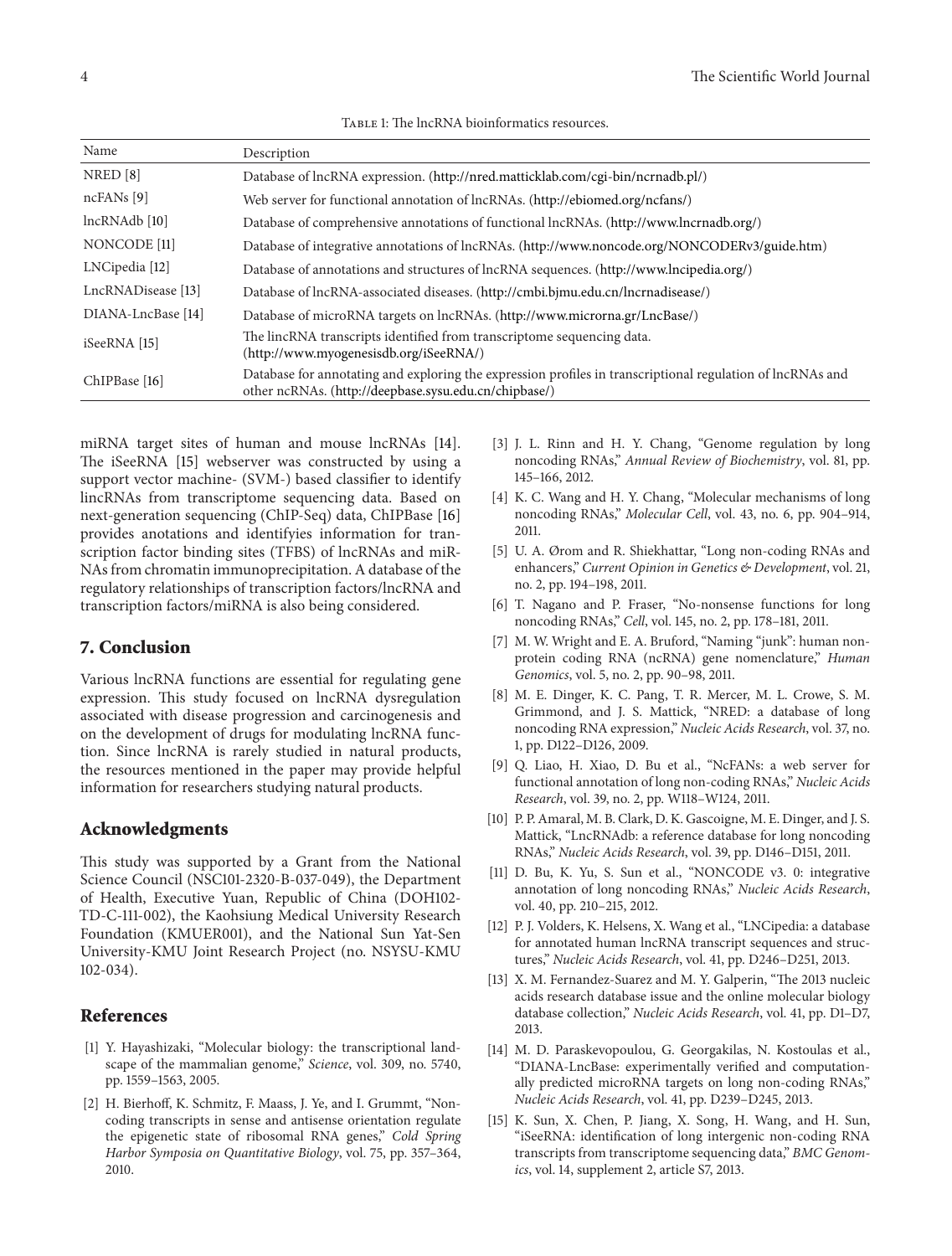Table 1: The lncRNA bioinformatics resources.

| Name | Description |
| --- | --- |
| NRED [8] | Database of lncRNA expression. (http://nred.matticklab.com/cgi-bin/ncrnadb.pl/) |
| ncFANs [9] | Web server for functional annotation of lncRNAs. (http://ebiomed.org/ncfans/) |
| lncRNAdb [10] | Database of comprehensive annotations of functional lncRNAs. (http://www.lncrnadb.org/) |
| NONCODE [11] | Database of integrative annotations of lncRNAs. (http://www.noncode.org/NONCODERv3/guide.htm) |
| LNCipedia [12] | Database of annotations and structures of lncRNA sequences. (http://www.lncipedia.org/) |
| LncRNADisease [13] | Database of lncRNA-associated diseases. (http://cmbi.bjmu.edu.cn/lncrnadisease/) |
| DIANA-LncBase [14] | Database of microRNA targets on lncRNAs. (http://www.microrna.gr/LncBase/) |
| iSeeRNA [15] | The lincRNA transcripts identified from transcriptome sequencing data. (http://www.myogenesisdb.org/iSeeRNA/) |
| ChIPBase [16] | Database for annotating and exploring the expression profiles in transcriptional regulation of lncRNAs and other ncRNAs. (http://deepbase.sysu.edu.cn/chipbase/) |

miRNA target sites of human and mouse lncRNAs [14]. The iSeeRNA [15] webserver was constructed by using a support vector machine- (SVM-) based classifier to identify lincRNAs from transcriptome sequencing data. Based on next-generation sequencing (ChIP-Seq) data, ChIPBase [16] provides anotations and identifyies information for transcription factor binding sites (TFBS) of lncRNAs and miRNAs from chromatin immunoprecipitation. A database of the regulatory relationships of transcription factors/lncRNA and transcription factors/miRNA is also being considered.

## 7. Conclusion

Various lncRNA functions are essential for regulating gene expression. This study focused on lncRNA dysregulation associated with disease progression and carcinogenesis and on the development of drugs for modulating lncRNA function. Since lncRNA is rarely studied in natural products, the resources mentioned in the paper may provide helpful information for researchers studying natural products.

## Acknowledgments

This study was supported by a Grant from the National Science Council (NSC101-2320-B-037-049), the Department of Health, Executive Yuan, Republic of China (DOH102-TD-C-111-002), the Kaohsiung Medical University Research Foundation (KMUER001), and the National Sun Yat-Sen University-KMU Joint Research Project (no. NSYSU-KMU 102-034).

## References

[1] Y. Hayashizaki, "Molecular biology: the transcriptional landscape of the mammalian genome," *Science*, vol. 309, no. 5740, pp. 1559–1563, 2005.

[2] H. Bierhoff, K. Schmitz, F. Maass, J. Ye, and I. Grummt, "Noncoding transcripts in sense and antisense orientation regulate the epigenetic state of ribosomal RNA genes," *Cold Spring Harbor Symposia on Quantitative Biology*, vol. 75, pp. 357–364, 2010.

[3] J. L. Rinn and H. Y. Chang, "Genome regulation by long noncoding RNAs," *Annual Review of Biochemistry*, vol. 81, pp. 145–166, 2012.

[4] K. C. Wang and H. Y. Chang, "Molecular mechanisms of long noncoding RNAs," *Molecular Cell*, vol. 43, no. 6, pp. 904–914, 2011.

[5] U. A. Ørom and R. Shiekhattar, "Long non-coding RNAs and enhancers," *Current Opinion in Genetics & Development*, vol. 21, no. 2, pp. 194–198, 2011.

[6] T. Nagano and P. Fraser, "No-nonsense functions for long noncoding RNAs," *Cell*, vol. 145, no. 2, pp. 178–181, 2011.

[7] M. W. Wright and E. A. Bruford, "Naming "junk": human non-protein coding RNA (ncRNA) gene nomenclature," *Human Genomics*, vol. 5, no. 2, pp. 90–98, 2011.

[8] M. E. Dinger, K. C. Pang, T. R. Mercer, M. L. Crowe, S. M. Grimmond, and J. S. Mattick, "NRED: a database of long noncoding RNA expression," *Nucleic Acids Research*, vol. 37, no. 1, pp. D122–D126, 2009.

[9] Q. Liao, H. Xiao, D. Bu et al., "NcFANs: a web server for functional annotation of long non-coding RNAs," *Nucleic Acids Research*, vol. 39, no. 2, pp. W118–W124, 2011.

[10] P. P. Amaral, M. B. Clark, D. K. Gascoigne, M. E. Dinger, and J. S. Mattick, "LncRNAdb: a reference database for long noncoding RNAs," *Nucleic Acids Research*, vol. 39, pp. D146–D151, 2011.

[11] D. Bu, K. Yu, S. Sun et al., "NONCODE v3. 0: integrative annotation of long noncoding RNAs," *Nucleic Acids Research*, vol. 40, pp. 210–215, 2012.

[12] P. J. Volders, K. Helsens, X. Wang et al., "LNCipedia: a database for annotated human lncRNA transcript sequences and structures," *Nucleic Acids Research*, vol. 41, pp. D246–D251, 2013.

[13] X. M. Fernandez-Suarez and M. Y. Galperin, "The 2013 nucleic acids research database issue and the online molecular biology database collection," *Nucleic Acids Research*, vol. 41, pp. D1–D7, 2013.

[14] M. D. Paraskevopoulou, G. Georgakilas, N. Kostoulas et al., "DIANA-LncBase: experimentally verified and computationally predicted microRNA targets on long non-coding RNAs," *Nucleic Acids Research*, vol. 41, pp. D239–D245, 2013.

[15] K. Sun, X. Chen, P. Jiang, X. Song, H. Wang, and H. Sun, "iSeeRNA: identification of long intergenic non-coding RNA transcripts from transcriptome sequencing data," *BMC Genomics*, vol. 14, supplement 2, article S7, 2013.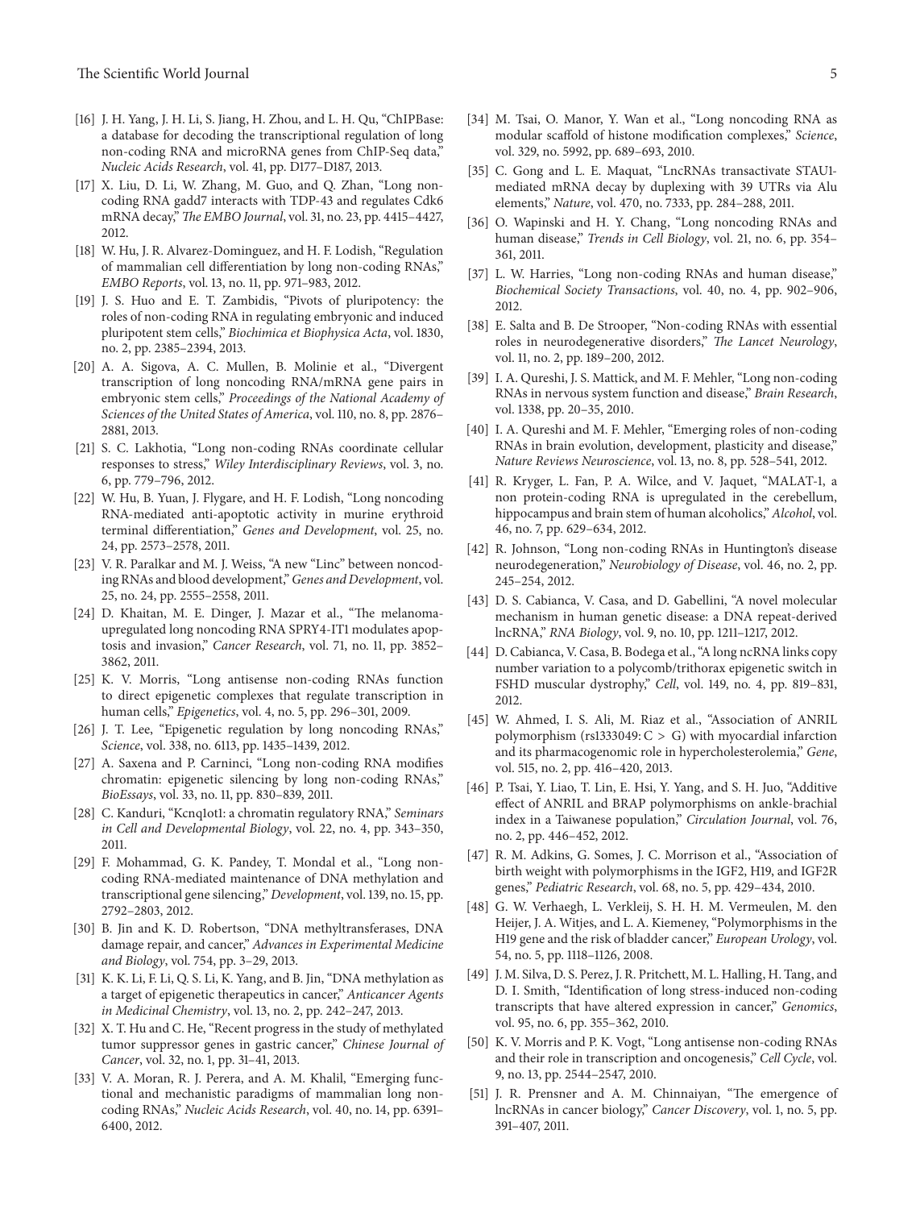[16] J. H. Yang, J. H. Li, S. Jiang, H. Zhou, and L. H. Qu, "ChIPBase: a database for decoding the transcriptional regulation of long non-coding RNA and microRNA genes from ChIP-Seq data," *Nucleic Acids Research*, vol. 41, pp. D177–D187, 2013.

[17] X. Liu, D. Li, W. Zhang, M. Guo, and Q. Zhan, "Long non-coding RNA gadd7 interacts with TDP-43 and regulates Cdk6 mRNA decay," *The EMBO Journal*, vol. 31, no. 23, pp. 4415–4427, 2012.

[18] W. Hu, J. R. Alvarez-Dominguez, and H. F. Lodish, "Regulation of mammalian cell differentiation by long non-coding RNAs," *EMBO Reports*, vol. 13, no. 11, pp. 971–983, 2012.

[19] J. S. Huo and E. T. Zambidis, "Pivots of pluripotency: the roles of non-coding RNA in regulating embryonic and induced pluripotent stem cells," *Biochimica et Biophysica Acta*, vol. 1830, no. 2, pp. 2385–2394, 2013.

[20] A. A. Sigova, A. C. Mullen, B. Molinie et al., "Divergent transcription of long noncoding RNA/mRNA gene pairs in embryonic stem cells," *Proceedings of the National Academy of Sciences of the United States of America*, vol. 110, no. 8, pp. 2876–2881, 2013.

[21] S. C. Lakhotia, "Long non-coding RNAs coordinate cellular responses to stress," *Wiley Interdisciplinary Reviews*, vol. 3, no. 6, pp. 779–796, 2012.

[22] W. Hu, B. Yuan, J. Flygare, and H. F. Lodish, "Long noncoding RNA-mediated anti-apoptotic activity in murine erythroid terminal differentiation," *Genes and Development*, vol. 25, no. 24, pp. 2573–2578, 2011.

[23] V. R. Paralkar and M. J. Weiss, "A new "Linc" between noncoding RNAs and blood development," *Genes and Development*, vol. 25, no. 24, pp. 2555–2558, 2011.

[24] D. Khaitan, M. E. Dinger, J. Mazar et al., "The melanoma-upregulated long noncoding RNA SPRY4-IT1 modulates apoptosis and invasion," *Cancer Research*, vol. 71, no. 11, pp. 3852–3862, 2011.

[25] K. V. Morris, "Long antisense non-coding RNAs function to direct epigenetic complexes that regulate transcription in human cells," *Epigenetics*, vol. 4, no. 5, pp. 296–301, 2009.

[26] J. T. Lee, "Epigenetic regulation by long noncoding RNAs," *Science*, vol. 338, no. 6113, pp. 1435–1439, 2012.

[27] A. Saxena and P. Carninci, "Long non-coding RNA modifies chromatin: epigenetic silencing by long non-coding RNAs," *BioEssays*, vol. 33, no. 11, pp. 830–839, 2011.

[28] C. Kanduri, "Kcnq1ot1: a chromatin regulatory RNA," *Seminars in Cell and Developmental Biology*, vol. 22, no. 4, pp. 343–350, 2011.

[29] F. Mohammad, G. K. Pandey, T. Mondal et al., "Long non-coding RNA-mediated maintenance of DNA methylation and transcriptional gene silencing," *Development*, vol. 139, no. 15, pp. 2792–2803, 2012.

[30] B. Jin and K. D. Robertson, "DNA methyltransferases, DNA damage repair, and cancer," *Advances in Experimental Medicine and Biology*, vol. 754, pp. 3–29, 2013.

[31] K. K. Li, F. Li, Q. S. Li, K. Yang, and B. Jin, "DNA methylation as a target of epigenetic therapeutics in cancer," *Anticancer Agents in Medicinal Chemistry*, vol. 13, no. 2, pp. 242–247, 2013.

[32] X. T. Hu and C. He, "Recent progress in the study of methylated tumor suppressor genes in gastric cancer," *Chinese Journal of Cancer*, vol. 32, no. 1, pp. 31–41, 2013.

[33] V. A. Moran, R. J. Perera, and A. M. Khalil, "Emerging functional and mechanistic paradigms of mammalian long non-coding RNAs," *Nucleic Acids Research*, vol. 40, no. 14, pp. 6391–6400, 2012.

[34] M. Tsai, O. Manor, Y. Wan et al., "Long noncoding RNA as modular scaffold of histone modification complexes," *Science*, vol. 329, no. 5992, pp. 689–693, 2010.

[35] C. Gong and L. E. Maquat, "LncRNAs transactivate STAU1-mediated mRNA decay by duplexing with 39 UTRs via Alu elements," *Nature*, vol. 470, no. 7333, pp. 284–288, 2011.

[36] O. Wapinski and H. Y. Chang, "Long noncoding RNAs and human disease," *Trends in Cell Biology*, vol. 21, no. 6, pp. 354–361, 2011.

[37] L. W. Harries, "Long non-coding RNAs and human disease," *Biochemical Society Transactions*, vol. 40, no. 4, pp. 902–906, 2012.

[38] E. Salta and B. De Strooper, "Non-coding RNAs with essential roles in neurodegenerative disorders," *The Lancet Neurology*, vol. 11, no. 2, pp. 189–200, 2012.

[39] I. A. Qureshi, J. S. Mattick, and M. F. Mehler, "Long non-coding RNAs in nervous system function and disease," *Brain Research*, vol. 1338, pp. 20–35, 2010.

[40] I. A. Qureshi and M. F. Mehler, "Emerging roles of non-coding RNAs in brain evolution, development, plasticity and disease," *Nature Reviews Neuroscience*, vol. 13, no. 8, pp. 528–541, 2012.

[41] R. Kryger, L. Fan, P. A. Wilce, and V. Jaquet, "MALAT-1, a non protein-coding RNA is upregulated in the cerebellum, hippocampus and brain stem of human alcoholics," *Alcohol*, vol. 46, no. 7, pp. 629–634, 2012.

[42] R. Johnson, "Long non-coding RNAs in Huntington's disease neurodegeneration," *Neurobiology of Disease*, vol. 46, no. 2, pp. 245–254, 2012.

[43] D. S. Cabianca, V. Casa, and D. Gabellini, "A novel molecular mechanism in human genetic disease: a DNA repeat-derived lncRNA," *RNA Biology*, vol. 9, no. 10, pp. 1211–1217, 2012.

[44] D. Cabianca, V. Casa, B. Bodega et al., "A long ncRNA links copy number variation to a polycomb/trithorax epigenetic switch in FSHD muscular dystrophy," *Cell*, vol. 149, no. 4, pp. 819–831, 2012.

[45] W. Ahmed, I. S. Ali, M. Riaz et al., "Association of ANRIL polymorphism (rs1333049: C > G) with myocardial infarction and its pharmacogenomic role in hypercholesterolemia," *Gene*, vol. 515, no. 2, pp. 416–420, 2013.

[46] P. Tsai, Y. Liao, T. Lin, E. Hsi, Y. Yang, and S. H. Juo, "Additive effect of ANRIL and BRAP polymorphisms on ankle-brachial index in a Taiwanese population," *Circulation Journal*, vol. 76, no. 2, pp. 446–452, 2012.

[47] R. M. Adkins, G. Somes, J. C. Morrison et al., "Association of birth weight with polymorphisms in the IGF2, H19, and IGF2R genes," *Pediatric Research*, vol. 68, no. 5, pp. 429–434, 2010.

[48] G. W. Verhaegh, L. Verkleij, S. H. H. M. Vermeulen, M. den Heijer, J. A. Witjes, and L. A. Kiemeney, "Polymorphisms in the H19 gene and the risk of bladder cancer," *European Urology*, vol. 54, no. 5, pp. 1118–1126, 2008.

[49] J. M. Silva, D. S. Perez, J. R. Pritchett, M. L. Halling, H. Tang, and D. I. Smith, "Identification of long stress-induced non-coding transcripts that have altered expression in cancer," *Genomics*, vol. 95, no. 6, pp. 355–362, 2010.

[50] K. V. Morris and P. K. Vogt, "Long antisense non-coding RNAs and their role in transcription and oncogenesis," *Cell Cycle*, vol. 9, no. 13, pp. 2544–2547, 2010.

[51] J. R. Prensner and A. M. Chinnaiyan, "The emergence of lncRNAs in cancer biology," *Cancer Discovery*, vol. 1, no. 5, pp. 391–407, 2011.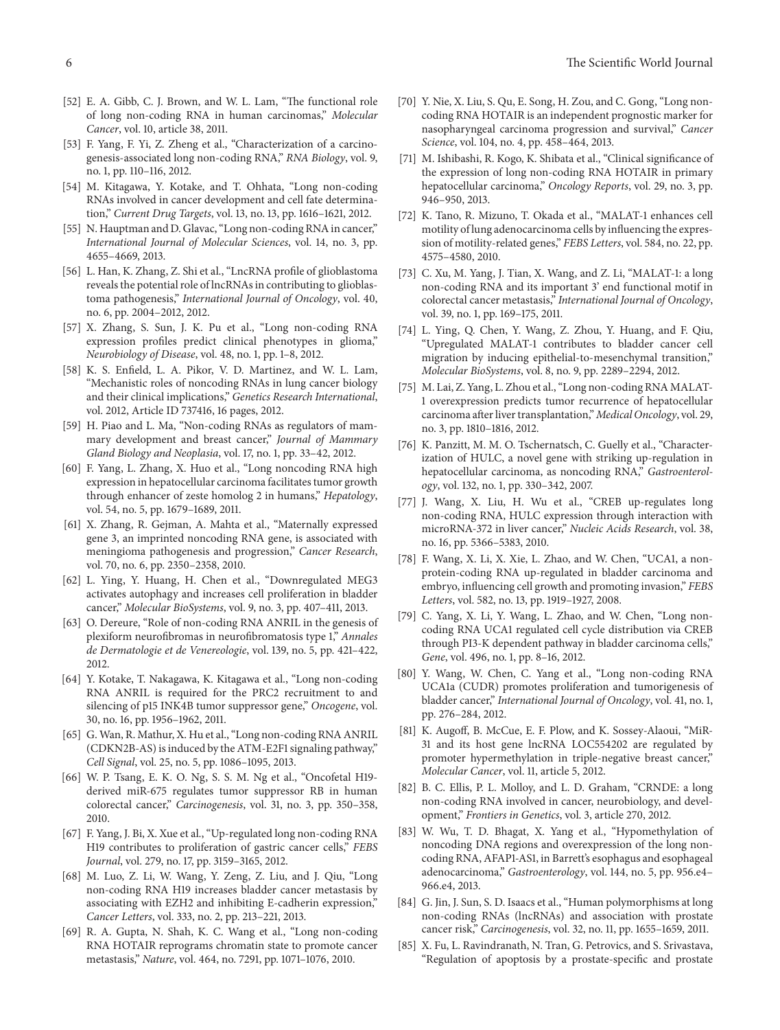[52] E. A. Gibb, C. J. Brown, and W. L. Lam, "The functional role of long non-coding RNA in human carcinomas," *Molecular Cancer*, vol. 10, article 38, 2011.

[53] F. Yang, F. Yi, Z. Zheng et al., "Characterization of a carcinogenesis-associated long non-coding RNA," *RNA Biology*, vol. 9, no. 1, pp. 110–116, 2012.

[54] M. Kitagawa, Y. Kotake, and T. Ohhata, "Long non-coding RNAs involved in cancer development and cell fate determination," *Current Drug Targets*, vol. 13, no. 13, pp. 1616–1621, 2012.

[55] N. Hauptman and D. Glavac, "Long non-coding RNA in cancer," *International Journal of Molecular Sciences*, vol. 14, no. 3, pp. 4655–4669, 2013.

[56] L. Han, K. Zhang, Z. Shi et al., "LncRNA profile of glioblastoma reveals the potential role of lncRNAs in contributing to glioblastoma pathogenesis," *International Journal of Oncology*, vol. 40, no. 6, pp. 2004–2012, 2012.

[57] X. Zhang, S. Sun, J. K. Pu et al., "Long non-coding RNA expression profiles predict clinical phenotypes in glioma," *Neurobiology of Disease*, vol. 48, no. 1, pp. 1–8, 2012.

[58] K. S. Enfield, L. A. Pikor, V. D. Martinez, and W. L. Lam, "Mechanistic roles of noncoding RNAs in lung cancer biology and their clinical implications," *Genetics Research International*, vol. 2012, Article ID 737416, 16 pages, 2012.

[59] H. Piao and L. Ma, "Non-coding RNAs as regulators of mammary development and breast cancer," *Journal of Mammary Gland Biology and Neoplasia*, vol. 17, no. 1, pp. 33–42, 2012.

[60] F. Yang, L. Zhang, X. Huo et al., "Long noncoding RNA high expression in hepatocellular carcinoma facilitates tumor growth through enhancer of zeste homolog 2 in humans," *Hepatology*, vol. 54, no. 5, pp. 1679–1689, 2011.

[61] X. Zhang, R. Gejman, A. Mahta et al., "Maternally expressed gene 3, an imprinted noncoding RNA gene, is associated with meningioma pathogenesis and progression," *Cancer Research*, vol. 70, no. 6, pp. 2350–2358, 2010.

[62] L. Ying, Y. Huang, H. Chen et al., "Downregulated MEG3 activates autophagy and increases cell proliferation in bladder cancer," *Molecular BioSystems*, vol. 9, no. 3, pp. 407–411, 2013.

[63] O. Dereure, "Role of non-coding RNA ANRIL in the genesis of plexiform neurofibromas in neurofibromatosis type 1," *Annales de Dermatologie et de Venereologie*, vol. 139, no. 5, pp. 421–422, 2012.

[64] Y. Kotake, T. Nakagawa, K. Kitagawa et al., "Long non-coding RNA ANRIL is required for the PRC2 recruitment to and silencing of p15 INK4B tumor suppressor gene," *Oncogene*, vol. 30, no. 16, pp. 1956–1962, 2011.

[65] G. Wan, R. Mathur, X. Hu et al., "Long non-coding RNA ANRIL (CDKN2B-AS) is induced by the ATM-E2F1 signaling pathway," *Cell Signal*, vol. 25, no. 5, pp. 1086–1095, 2013.

[66] W. P. Tsang, E. K. O. Ng, S. S. M. Ng et al., "Oncofetal H19-derived miR-675 regulates tumor suppressor RB in human colorectal cancer," *Carcinogenesis*, vol. 31, no. 3, pp. 350–358, 2010.

[67] F. Yang, J. Bi, X. Xue et al., "Up-regulated long non-coding RNA H19 contributes to proliferation of gastric cancer cells," *FEBS Journal*, vol. 279, no. 17, pp. 3159–3165, 2012.

[68] M. Luo, Z. Li, W. Wang, Y. Zeng, Z. Liu, and J. Qiu, "Long non-coding RNA H19 increases bladder cancer metastasis by associating with EZH2 and inhibiting E-cadherin expression," *Cancer Letters*, vol. 333, no. 2, pp. 213–221, 2013.

[69] R. A. Gupta, N. Shah, K. C. Wang et al., "Long non-coding RNA HOTAIR reprograms chromatin state to promote cancer metastasis," *Nature*, vol. 464, no. 7291, pp. 1071–1076, 2010.

[70] Y. Nie, X. Liu, S. Qu, E. Song, H. Zou, and C. Gong, "Long non-coding RNA HOTAIR is an independent prognostic marker for nasopharyngeal carcinoma progression and survival," *Cancer Science*, vol. 104, no. 4, pp. 458–464, 2013.

[71] M. Ishibashi, R. Kogo, K. Shibata et al., "Clinical significance of the expression of long non-coding RNA HOTAIR in primary hepatocellular carcinoma," *Oncology Reports*, vol. 29, no. 3, pp. 946–950, 2013.

[72] K. Tano, R. Mizuno, T. Okada et al., "MALAT-1 enhances cell motility of lung adenocarcinoma cells by influencing the expression of motility-related genes," *FEBS Letters*, vol. 584, no. 22, pp. 4575–4580, 2010.

[73] C. Xu, M. Yang, J. Tian, X. Wang, and Z. Li, "MALAT-1: a long non-coding RNA and its important 3' end functional motif in colorectal cancer metastasis," *International Journal of Oncology*, vol. 39, no. 1, pp. 169–175, 2011.

[74] L. Ying, Q. Chen, Y. Wang, Z. Zhou, Y. Huang, and F. Qiu, "Upregulated MALAT-1 contributes to bladder cancer cell migration by inducing epithelial-to-mesenchymal transition," *Molecular BioSystems*, vol. 8, no. 9, pp. 2289–2294, 2012.

[75] M. Lai, Z. Yang, L. Zhou et al., "Long non-coding RNA MALAT-1 overexpression predicts tumor recurrence of hepatocellular carcinoma after liver transplantation," *Medical Oncology*, vol. 29, no. 3, pp. 1810–1816, 2012.

[76] K. Panzitt, M. M. O. Tschernatsch, C. Guelly et al., "Characterization of HULC, a novel gene with striking up-regulation in hepatocellular carcinoma, as noncoding RNA," *Gastroenterology*, vol. 132, no. 1, pp. 330–342, 2007.

[77] J. Wang, X. Liu, H. Wu et al., "CREB up-regulates long non-coding RNA, HULC expression through interaction with microRNA-372 in liver cancer," *Nucleic Acids Research*, vol. 38, no. 16, pp. 5366–5383, 2010.

[78] F. Wang, X. Li, X. Xie, L. Zhao, and W. Chen, "UCA1, a non-protein-coding RNA up-regulated in bladder carcinoma and embryo, influencing cell growth and promoting invasion," *FEBS Letters*, vol. 582, no. 13, pp. 1919–1927, 2008.

[79] C. Yang, X. Li, Y. Wang, L. Zhao, and W. Chen, "Long non-coding RNA UCA1 regulated cell cycle distribution via CREB through PI3-K dependent pathway in bladder carcinoma cells," *Gene*, vol. 496, no. 1, pp. 8–16, 2012.

[80] Y. Wang, W. Chen, C. Yang et al., "Long non-coding RNA UCA1a (CUDR) promotes proliferation and tumorigenesis of bladder cancer," *International Journal of Oncology*, vol. 41, no. 1, pp. 276–284, 2012.

[81] K. Augoff, B. McCue, E. F. Plow, and K. Sossey-Alaoui, "MiR-31 and its host gene lncRNA LOC554202 are regulated by promoter hypermethylation in triple-negative breast cancer," *Molecular Cancer*, vol. 11, article 5, 2012.

[82] B. C. Ellis, P. L. Molloy, and L. D. Graham, "CRNDE: a long non-coding RNA involved in cancer, neurobiology, and development," *Frontiers in Genetics*, vol. 3, article 270, 2012.

[83] W. Wu, T. D. Bhagat, X. Yang et al., "Hypomethylation of noncoding DNA regions and overexpression of the long non-coding RNA, AFAP1-AS1, in Barrett's esophagus and esophageal adenocarcinoma," *Gastroenterology*, vol. 144, no. 5, pp. 956.e4–966.e4, 2013.

[84] G. Jin, J. Sun, S. D. Isaacs et al., "Human polymorphisms at long non-coding RNAs (lncRNAs) and association with prostate cancer risk," *Carcinogenesis*, vol. 32, no. 11, pp. 1655–1659, 2011.

[85] X. Fu, L. Ravindranath, N. Tran, G. Petrovics, and S. Srivastava, "Regulation of apoptosis by a prostate-specific and prostate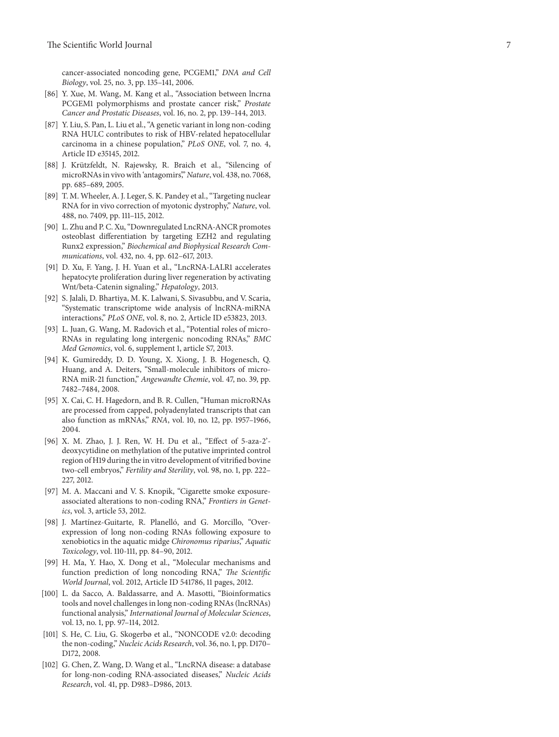cancer-associated noncoding gene, PCGEM1," *DNA and Cell Biology*, vol. 25, no. 3, pp. 135–141, 2006.

[86] Y. Xue, M. Wang, M. Kang et al., "Association between lncrna PCGEM1 polymorphisms and prostate cancer risk," *Prostate Cancer and Prostatic Diseases*, vol. 16, no. 2, pp. 139–144, 2013.

[87] Y. Liu, S. Pan, L. Liu et al., "A genetic variant in long non-coding RNA HULC contributes to risk of HBV-related hepatocellular carcinoma in a chinese population," *PLoS ONE*, vol. 7, no. 4, Article ID e35145, 2012.

[88] J. Krützfeldt, N. Rajewsky, R. Braich et al., "Silencing of microRNAs in vivo with 'antagomirs'," *Nature*, vol. 438, no. 7068, pp. 685–689, 2005.

[89] T. M. Wheeler, A. J. Leger, S. K. Pandey et al., "Targeting nuclear RNA for in vivo correction of myotonic dystrophy," *Nature*, vol. 488, no. 7409, pp. 111–115, 2012.

[90] L. Zhu and P. C. Xu, "Downregulated LncRNA-ANCR promotes osteoblast differentiation by targeting EZH2 and regulating Runx2 expression," *Biochemical and Biophysical Research Communications*, vol. 432, no. 4, pp. 612–617, 2013.

[91] D. Xu, F. Yang, J. H. Yuan et al., "LncRNA-LALR1 accelerates hepatocyte proliferation during liver regeneration by activating Wnt/beta-Catenin signaling," *Hepatology*, 2013.

[92] S. Jalali, D. Bhartiya, M. K. Lalwani, S. Sivasubbu, and V. Scaria, "Systematic transcriptome wide analysis of lncRNA-miRNA interactions," *PLoS ONE*, vol. 8, no. 2, Article ID e53823, 2013.

[93] L. Juan, G. Wang, M. Radovich et al., "Potential roles of microRNAs in regulating long intergenic noncoding RNAs," *BMC Med Genomics*, vol. 6, supplement 1, article S7, 2013.

[94] K. Gumireddy, D. D. Young, X. Xiong, J. B. Hogenesch, Q. Huang, and A. Deiters, "Small-molecule inhibitors of microRNA miR-21 function," *Angewandte Chemie*, vol. 47, no. 39, pp. 7482–7484, 2008.

[95] X. Cai, C. H. Hagedorn, and B. R. Cullen, "Human microRNAs are processed from capped, polyadenylated transcripts that can also function as mRNAs," *RNA*, vol. 10, no. 12, pp. 1957–1966, 2004.

[96] X. M. Zhao, J. J. Ren, W. H. Du et al., "Effect of 5-aza-2'-deoxycytidine on methylation of the putative imprinted control region of H19 during the in vitro development of vitrified bovine two-cell embryos," *Fertility and Sterility*, vol. 98, no. 1, pp. 222–227, 2012.

[97] M. A. Maccani and V. S. Knopik, "Cigarette smoke exposure-associated alterations to non-coding RNA," *Frontiers in Genetics*, vol. 3, article 53, 2012.

[98] J. Martínez-Guitarte, R. Planelló, and G. Morcillo, "Overexpression of long non-coding RNAs following exposure to xenobiotics in the aquatic midge *Chironomus riparius*," *Aquatic Toxicology*, vol. 110-111, pp. 84–90, 2012.

[99] H. Ma, Y. Hao, X. Dong et al., "Molecular mechanisms and function prediction of long noncoding RNA," *The Scientific World Journal*, vol. 2012, Article ID 541786, 11 pages, 2012.

[100] L. da Sacco, A. Baldassarre, and A. Masotti, "Bioinformatics tools and novel challenges in long non-coding RNAs (lncRNAs) functional analysis," *International Journal of Molecular Sciences*, vol. 13, no. 1, pp. 97–114, 2012.

[101] S. He, C. Liu, G. Skogerbø et al., "NONCODE v2.0: decoding the non-coding," *Nucleic Acids Research*, vol. 36, no. 1, pp. D170–D172, 2008.

[102] G. Chen, Z. Wang, D. Wang et al., "LncRNA disease: a database for long-non-coding RNA-associated diseases," *Nucleic Acids Research*, vol. 41, pp. D983–D986, 2013.